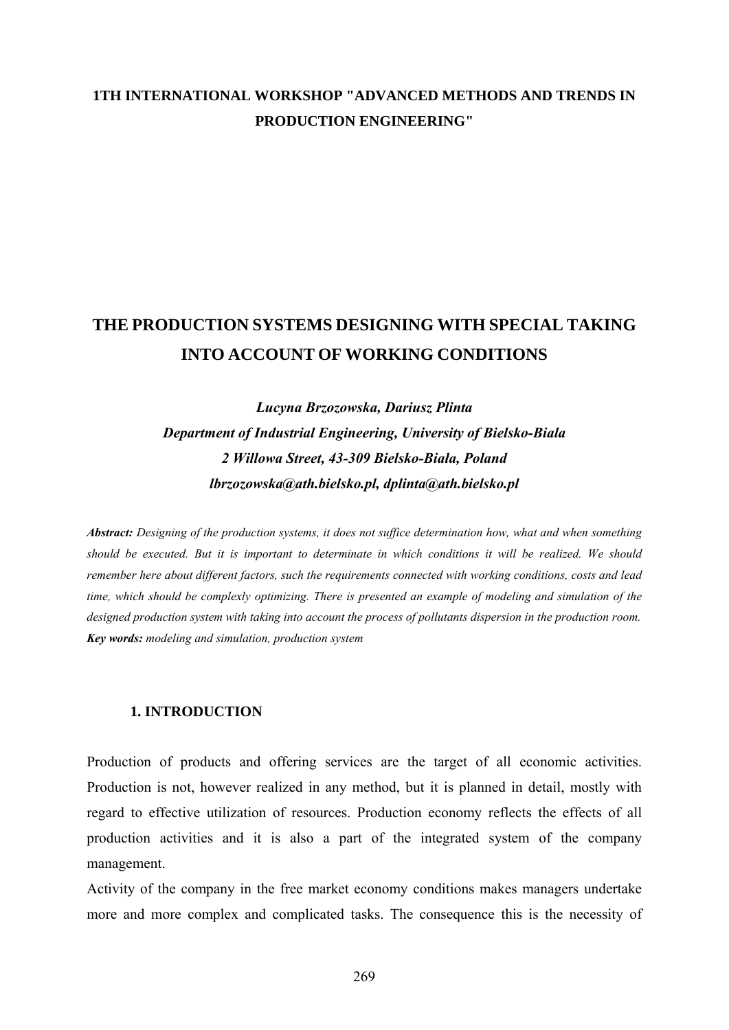**1TH INTERNATIONAL WORKSHOP "ADVANCED METHODS AND TRENDS IN PRODUCTION ENGINEERING"**

# THE PRODUCTION SYSTEMS DESIGNING WITH SPECIAL TAKING INTO ACCOUNT OF WORKING CONDITIONS

***Lucyna Brzozowska, Dariusz Plinta***

***Department of Industrial Engineering, University of Bielsko-Biala***

***2 Willowa Street, 43-309 Bielsko-Biała, Poland***

***lbrzozowska@ath.bielsko.pl, dplinta@ath.bielsko.pl***

***Abstract:*** *Designing of the production systems, it does not suffice determination how, what and when something should be executed. But it is important to determinate in which conditions it will be realized. We should remember here about different factors, such the requirements connected with working conditions, costs and lead time, which should be complexly optimizing. There is presented an example of modeling and simulation of the designed production system with taking into account the process of pollutants dispersion in the production room.*

***Key words:*** *modeling and simulation, production system*

## 1. INTRODUCTION

Production of products and offering services are the target of all economic activities. Production is not, however realized in any method, but it is planned in detail, mostly with regard to effective utilization of resources. Production economy reflects the effects of all production activities and it is also a part of the integrated system of the company management.

Activity of the company in the free market economy conditions makes managers undertake more and more complex and complicated tasks. The consequence this is the necessity of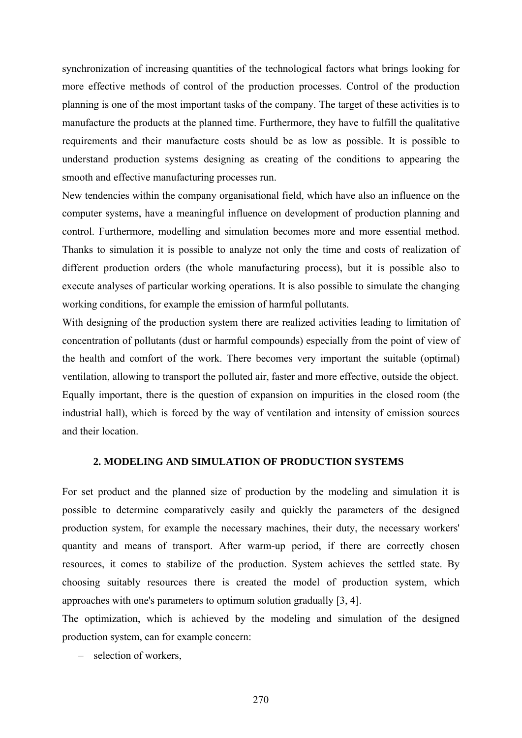synchronization of increasing quantities of the technological factors what brings looking for more effective methods of control of the production processes. Control of the production planning is one of the most important tasks of the company. The target of these activities is to manufacture the products at the planned time. Furthermore, they have to fulfill the qualitative requirements and their manufacture costs should be as low as possible. It is possible to understand production systems designing as creating of the conditions to appearing the smooth and effective manufacturing processes run.

New tendencies within the company organisational field, which have also an influence on the computer systems, have a meaningful influence on development of production planning and control. Furthermore, modelling and simulation becomes more and more essential method. Thanks to simulation it is possible to analyze not only the time and costs of realization of different production orders (the whole manufacturing process), but it is possible also to execute analyses of particular working operations. It is also possible to simulate the changing working conditions, for example the emission of harmful pollutants.

With designing of the production system there are realized activities leading to limitation of concentration of pollutants (dust or harmful compounds) especially from the point of view of the health and comfort of the work. There becomes very important the suitable (optimal) ventilation, allowing to transport the polluted air, faster and more effective, outside the object. Equally important, there is the question of expansion on impurities in the closed room (the industrial hall), which is forced by the way of ventilation and intensity of emission sources and their location.

## 2. MODELING AND SIMULATION OF PRODUCTION SYSTEMS

For set product and the planned size of production by the modeling and simulation it is possible to determine comparatively easily and quickly the parameters of the designed production system, for example the necessary machines, their duty, the necessary workers' quantity and means of transport. After warm-up period, if there are correctly chosen resources, it comes to stabilize of the production. System achieves the settled state. By choosing suitably resources there is created the model of production system, which approaches with one's parameters to optimum solution gradually [3, 4].

The optimization, which is achieved by the modeling and simulation of the designed production system, can for example concern:

- selection of workers,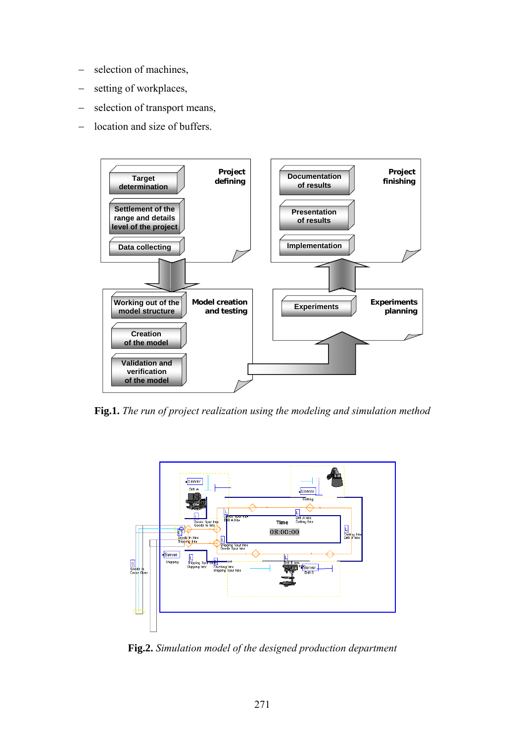- selection of machines,
- setting of workplaces,
- selection of transport means,
- location and size of buffers.

**Fig.1.** *The run of project realization using the modeling and simulation method*

**Fig.2.** *Simulation model of the designed production department*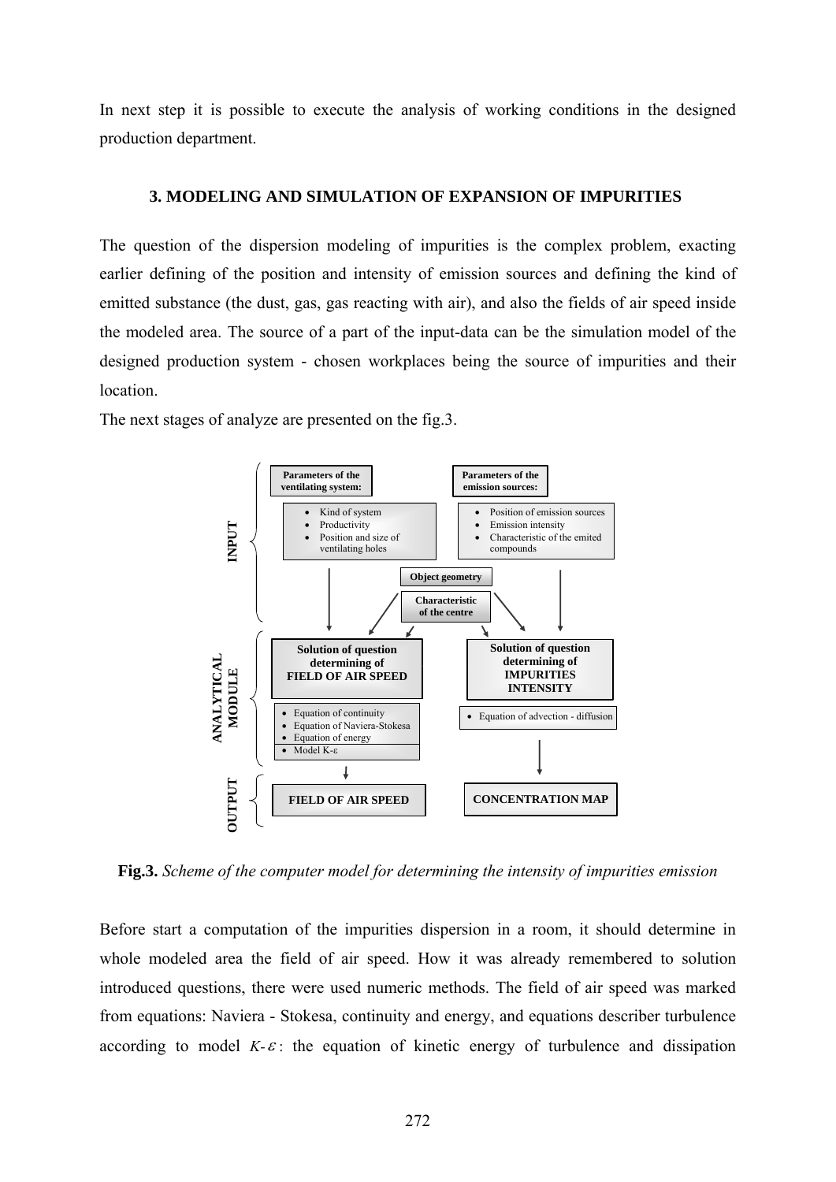In next step it is possible to execute the analysis of working conditions in the designed production department.

### 3. MODELING AND SIMULATION OF EXPANSION OF IMPURITIES

The question of the dispersion modeling of impurities is the complex problem, exacting earlier defining of the position and intensity of emission sources and defining the kind of emitted substance (the dust, gas, gas reacting with air), and also the fields of air speed inside the modeled area. The source of a part of the input-data can be the simulation model of the designed production system - chosen workplaces being the source of impurities and their location.

The next stages of analyze are presented on the fig.3.

**INPUT**

**Parameters of the ventilating system:**
- Kind of system
- Productivity
- Position and size of ventilating holes

**Parameters of the emission sources:**
- Position of emission sources
- Emission intensity
- Characteristic of the emited compounds

**Object geometry**

**Characteristic of the centre**

**ANALYTICAL MODULE**

**Solution of question determining of FIELD OF AIR SPEED**
- Equation of continuity
- Equation of Naviera-Stokesa
- Equation of energy
- Model K-ε

**Solution of question determining of IMPURITIES INTENSITY**
- Equation of advection - diffusion

**OUTPUT**

**FIELD OF AIR SPEED**

**CONCENTRATION MAP**

**Fig.3.** *Scheme of the computer model for determining the intensity of impurities emission*

Before start a computation of the impurities dispersion in a room, it should determine in whole modeled area the field of air speed. How it was already remembered to solution introduced questions, there were used numeric methods. The field of air speed was marked from equations: Naviera - Stokesa, continuity and energy, and equations describer turbulence according to model $K$-$\varepsilon$: the equation of kinetic energy of turbulence and dissipation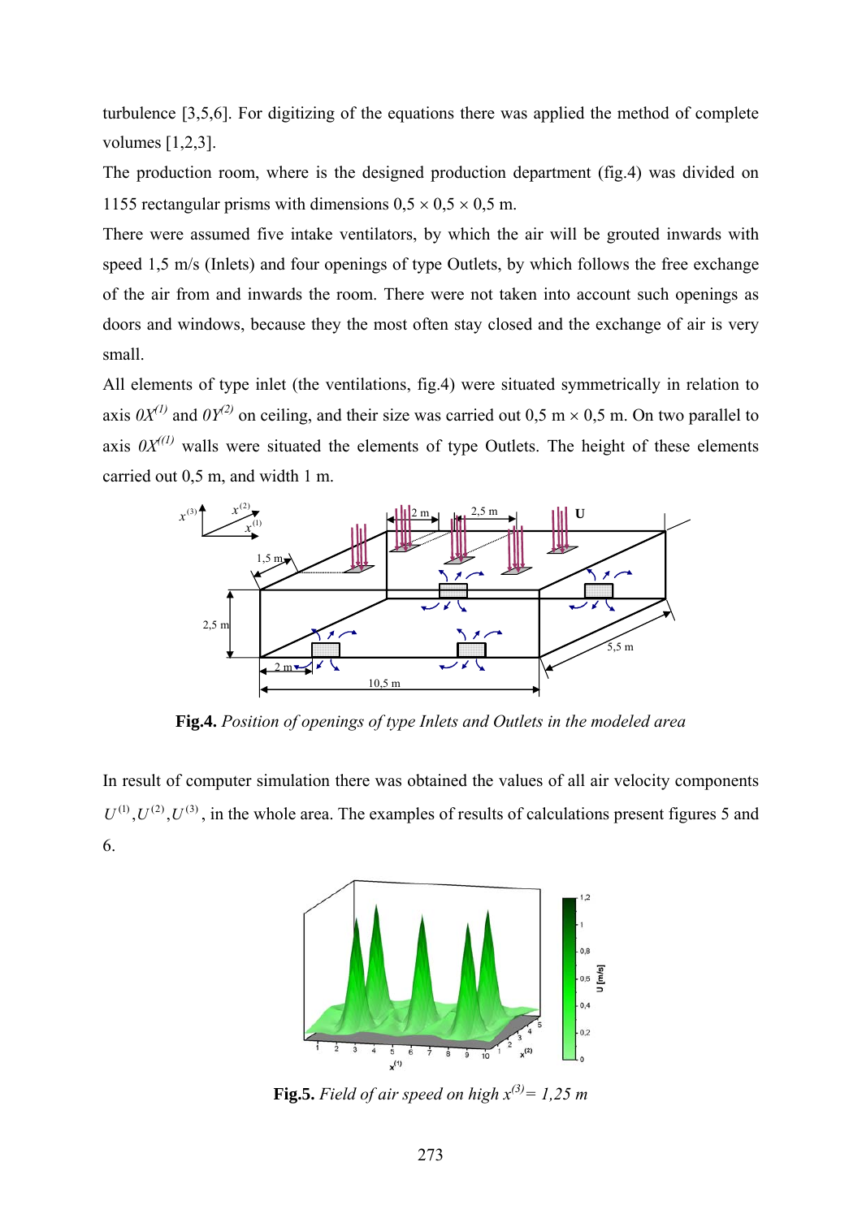turbulence [3,5,6]. For digitizing of the equations there was applied the method of complete volumes [1,2,3].

The production room, where is the designed production department (fig.4) was divided on 1155 rectangular prisms with dimensions 0,5 × 0,5 × 0,5 m.

There were assumed five intake ventilators, by which the air will be grouted inwards with speed 1,5 m/s (Inlets) and four openings of type Outlets, by which follows the free exchange of the air from and inwards the room. There were not taken into account such openings as doors and windows, because they the most often stay closed and the exchange of air is very small.

All elements of type inlet (the ventilations, fig.4) were situated symmetrically in relation to axis $0X^{(1)}$ and $0Y^{(2)}$ on ceiling, and their size was carried out 0,5 m × 0,5 m. On two parallel to axis $0X^{((1)}$ walls were situated the elements of type Outlets. The height of these elements carried out 0,5 m, and width 1 m.

**Fig.4.** *Position of openings of type Inlets and Outlets in the modeled area*

In result of computer simulation there was obtained the values of all air velocity components $U^{(1)}, U^{(2)}, U^{(3)}$, in the whole area. The examples of results of calculations present figures 5 and 6.

**Fig.5.** *Field of air speed on high $x^{(3)}= 1{,}25$ m*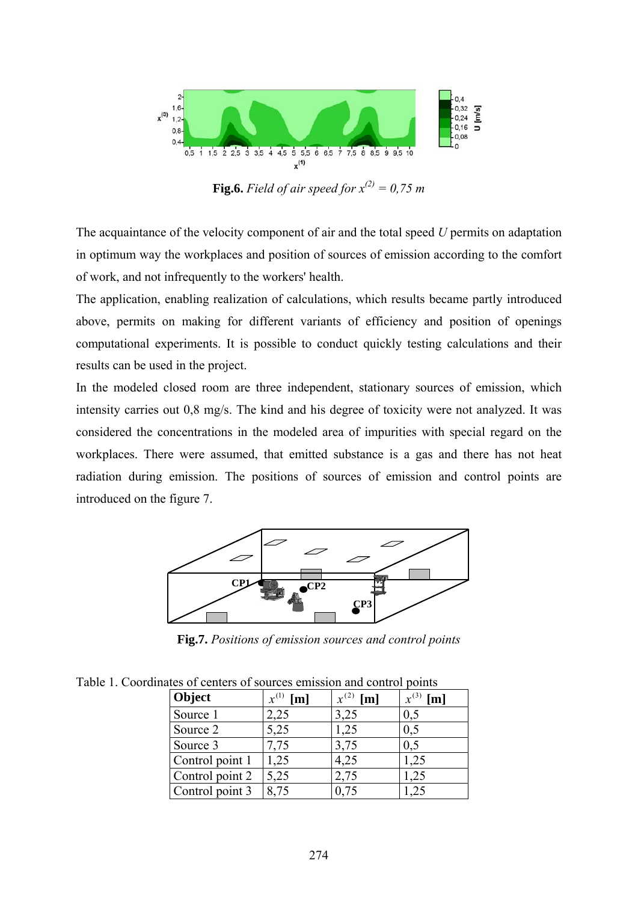**Fig.6.** *Field of air speed for $x^{(2)} = 0{,}75$ m*

The acquaintance of the velocity component of air and the total speed $U$ permits on adaptation in optimum way the workplaces and position of sources of emission according to the comfort of work, and not infrequently to the workers' health.

The application, enabling realization of calculations, which results became partly introduced above, permits on making for different variants of efficiency and position of openings computational experiments. It is possible to conduct quickly testing calculations and their results can be used in the project.

In the modeled closed room are three independent, stationary sources of emission, which intensity carries out 0,8 mg/s. The kind and his degree of toxicity were not analyzed. It was considered the concentrations in the modeled area of impurities with special regard on the workplaces. There were assumed, that emitted substance is a gas and there has not heat radiation during emission. The positions of sources of emission and control points are introduced on the figure 7.

**Fig.7.** *Positions of emission sources and control points*

Table 1. Coordinates of centers of sources emission and control points

| **Object** | $x^{(1)}$ **[m]** | $x^{(2)}$ **[m]** | $x^{(3)}$ **[m]** |
|---|---|---|---|
| Source 1 | 2,25 | 3,25 | 0,5 |
| Source 2 | 5,25 | 1,25 | 0,5 |
| Source 3 | 7,75 | 3,75 | 0,5 |
| Control point 1 | 1,25 | 4,25 | 1,25 |
| Control point 2 | 5,25 | 2,75 | 1,25 |
| Control point 3 | 8,75 | 0,75 | 1,25 |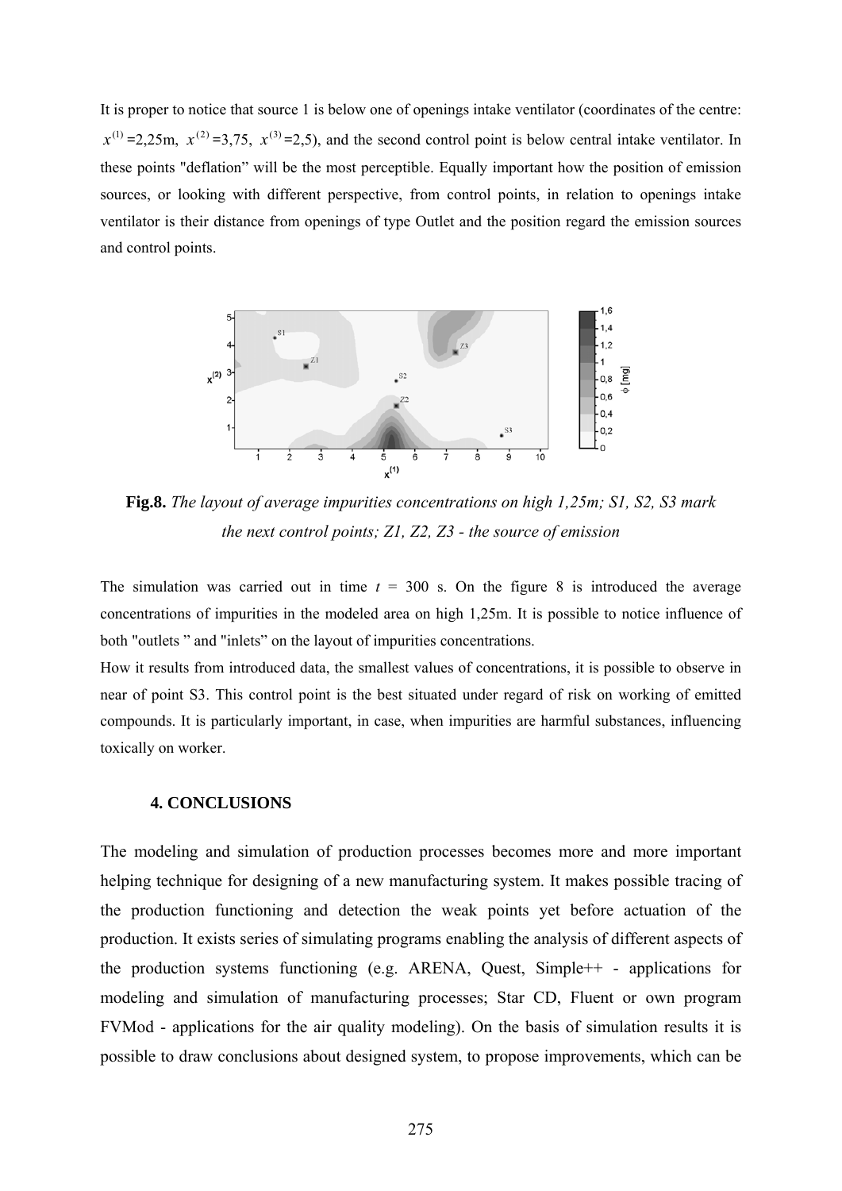It is proper to notice that source 1 is below one of openings intake ventilator (coordinates of the centre: $x^{(1)}$ =2,25m, $x^{(2)}$ =3,75, $x^{(3)}$ =2,5), and the second control point is below central intake ventilator. In these points "deflation" will be the most perceptible. Equally important how the position of emission sources, or looking with different perspective, from control points, in relation to openings intake ventilator is their distance from openings of type Outlet and the position regard the emission sources and control points.

**Fig.8.** *The layout of average impurities concentrations on high 1,25m; S1, S2, S3 mark the next control points; Z1, Z2, Z3 - the source of emission*

The simulation was carried out in time $t$ = 300 s. On the figure 8 is introduced the average concentrations of impurities in the modeled area on high 1,25m. It is possible to notice influence of both "outlets " and "inlets" on the layout of impurities concentrations.

How it results from introduced data, the smallest values of concentrations, it is possible to observe in near of point S3. This control point is the best situated under regard of risk on working of emitted compounds. It is particularly important, in case, when impurities are harmful substances, influencing toxically on worker.

## 4. CONCLUSIONS

The modeling and simulation of production processes becomes more and more important helping technique for designing of a new manufacturing system. It makes possible tracing of the production functioning and detection the weak points yet before actuation of the production. It exists series of simulating programs enabling the analysis of different aspects of the production systems functioning (e.g. ARENA, Quest, Simple++ - applications for modeling and simulation of manufacturing processes; Star CD, Fluent or own program FVMod - applications for the air quality modeling). On the basis of simulation results it is possible to draw conclusions about designed system, to propose improvements, which can be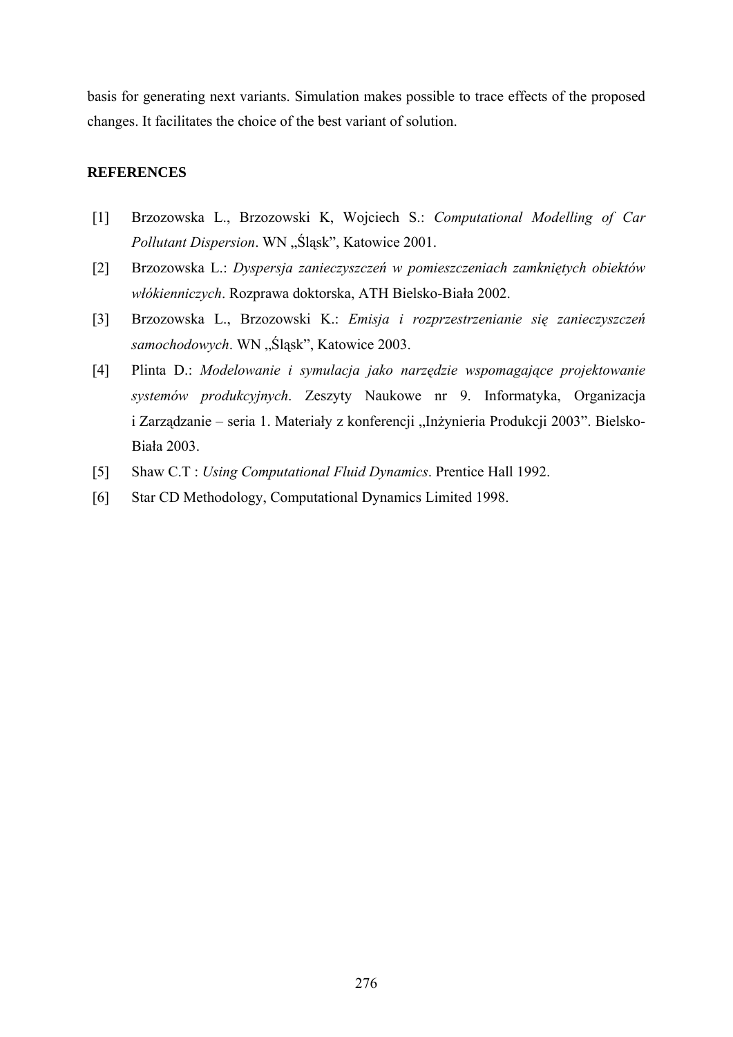basis for generating next variants. Simulation makes possible to trace effects of the proposed changes. It facilitates the choice of the best variant of solution.

## REFERENCES

[1] Brzozowska L., Brzozowski K, Wojciech S.: *Computational Modelling of Car Pollutant Dispersion*. WN „Śląsk", Katowice 2001.

[2] Brzozowska L.: *Dyspersja zanieczyszczeń w pomieszczeniach zamkniętych obiektów włókienniczych*. Rozprawa doktorska, ATH Bielsko-Biała 2002.

[3] Brzozowska L., Brzozowski K.: *Emisja i rozprzestrzenianie się zanieczyszczeń samochodowych*. WN „Śląsk", Katowice 2003.

[4] Plinta D.: *Modelowanie i symulacja jako narzędzie wspomagające projektowanie systemów produkcyjnych*. Zeszyty Naukowe nr 9. Informatyka, Organizacja i Zarządzanie – seria 1. Materiały z konferencji „Inżynieria Produkcji 2003". Bielsko-Biała 2003.

[5] Shaw C.T : *Using Computational Fluid Dynamics*. Prentice Hall 1992.

[6] Star CD Methodology, Computational Dynamics Limited 1998.